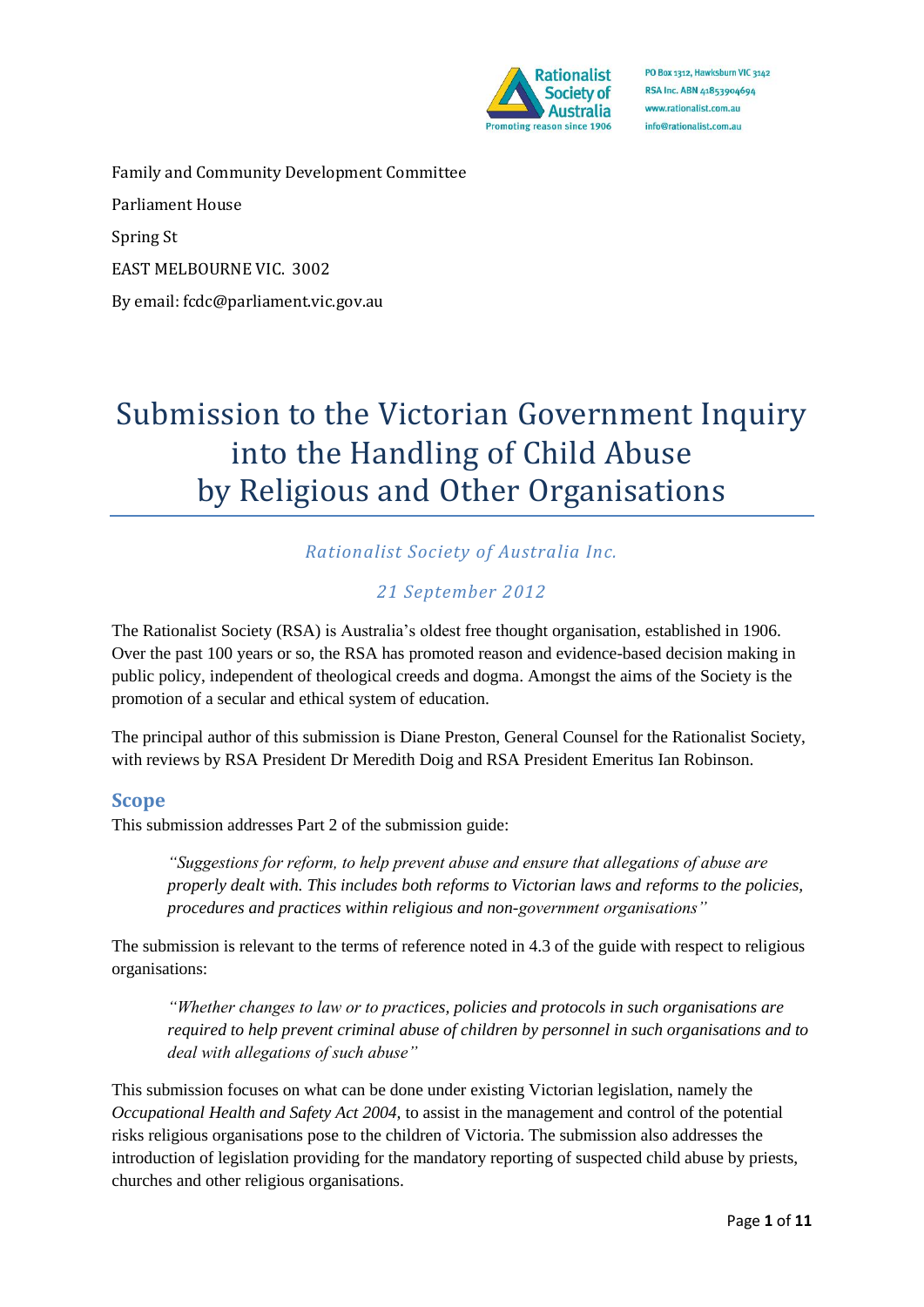Rationalist Society of Australia
Promoting reason since 1906

PO Box 1312, Hawksburn VIC 3142
RSA Inc. ABN 41853904694
www.rationalist.com.au
info@rationalist.com.au

Family and Community Development Committee

Parliament House

Spring St

EAST MELBOURNE VIC. 3002

By email: fcdc@parliament.vic.gov.au

# Submission to the Victorian Government Inquiry into the Handling of Child Abuse by Religious and Other Organisations

*Rationalist Society of Australia Inc.*

*21 September 2012*

The Rationalist Society (RSA) is Australia's oldest free thought organisation, established in 1906. Over the past 100 years or so, the RSA has promoted reason and evidence-based decision making in public policy, independent of theological creeds and dogma. Amongst the aims of the Society is the promotion of a secular and ethical system of education.

The principal author of this submission is Diane Preston, General Counsel for the Rationalist Society, with reviews by RSA President Dr Meredith Doig and RSA President Emeritus Ian Robinson.

## Scope

This submission addresses Part 2 of the submission guide:

> *"Suggestions for reform, to help prevent abuse and ensure that allegations of abuse are properly dealt with. This includes both reforms to Victorian laws and reforms to the policies, procedures and practices within religious and non-government organisations"*

The submission is relevant to the terms of reference noted in 4.3 of the guide with respect to religious organisations:

> *"Whether changes to law or to practices, policies and protocols in such organisations are required to help prevent criminal abuse of children by personnel in such organisations and to deal with allegations of such abuse"*

This submission focuses on what can be done under existing Victorian legislation, namely the *Occupational Health and Safety Act 2004*, to assist in the management and control of the potential risks religious organisations pose to the children of Victoria. The submission also addresses the introduction of legislation providing for the mandatory reporting of suspected child abuse by priests, churches and other religious organisations.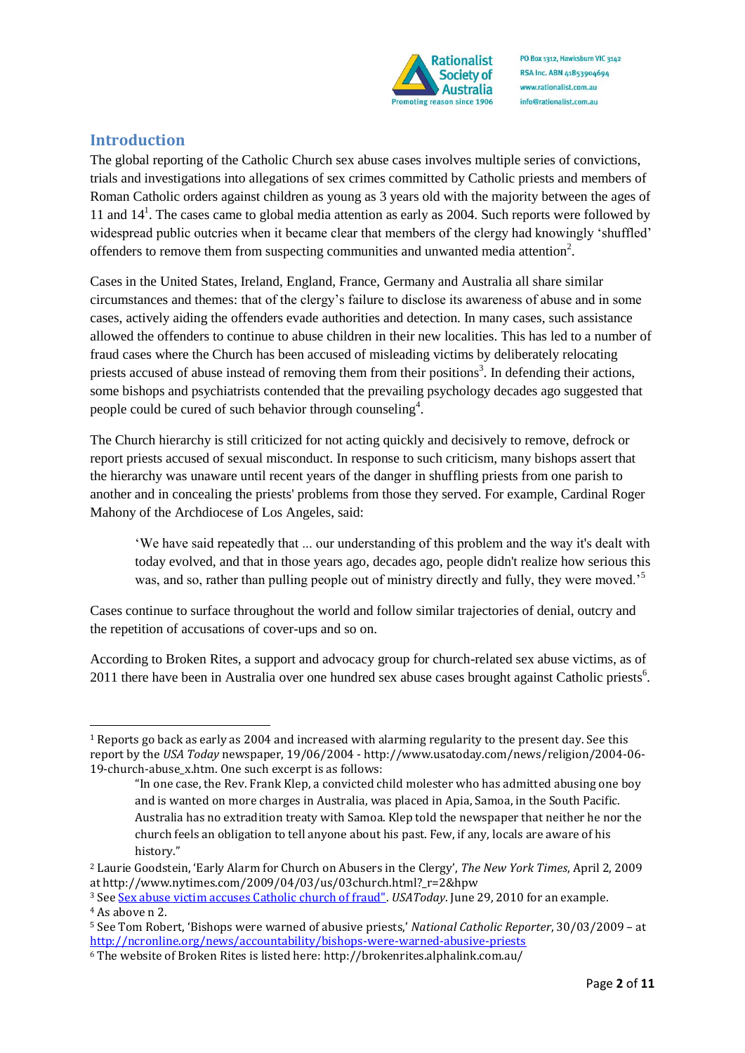## Introduction

The global reporting of the Catholic Church sex abuse cases involves multiple series of convictions, trials and investigations into allegations of sex crimes committed by Catholic priests and members of Roman Catholic orders against children as young as 3 years old with the majority between the ages of 11 and 14[1]. The cases came to global media attention as early as 2004. Such reports were followed by widespread public outcries when it became clear that members of the clergy had knowingly 'shuffled' offenders to remove them from suspecting communities and unwanted media attention[2].

Cases in the United States, Ireland, England, France, Germany and Australia all share similar circumstances and themes: that of the clergy's failure to disclose its awareness of abuse and in some cases, actively aiding the offenders evade authorities and detection. In many cases, such assistance allowed the offenders to continue to abuse children in their new localities. This has led to a number of fraud cases where the Church has been accused of misleading victims by deliberately relocating priests accused of abuse instead of removing them from their positions[3]. In defending their actions, some bishops and psychiatrists contended that the prevailing psychology decades ago suggested that people could be cured of such behavior through counseling[4].

The Church hierarchy is still criticized for not acting quickly and decisively to remove, defrock or report priests accused of sexual misconduct. In response to such criticism, many bishops assert that the hierarchy was unaware until recent years of the danger in shuffling priests from one parish to another and in concealing the priests' problems from those they served. For example, Cardinal Roger Mahony of the Archdiocese of Los Angeles, said:

> 'We have said repeatedly that ... our understanding of this problem and the way it's dealt with today evolved, and that in those years ago, decades ago, people didn't realize how serious this was, and so, rather than pulling people out of ministry directly and fully, they were moved.'[5]

Cases continue to surface throughout the world and follow similar trajectories of denial, outcry and the repetition of accusations of cover-ups and so on.

According to Broken Rites, a support and advocacy group for church-related sex abuse victims, as of 2011 there have been in Australia over one hundred sex abuse cases brought against Catholic priests[6].

---

[1] Reports go back as early as 2004 and increased with alarming regularity to the present day. See this report by the *USA Today* newspaper, 19/06/2004 - http://www.usatoday.com/news/religion/2004-06-19-church-abuse_x.htm. One such excerpt is as follows:

> "In one case, the Rev. Frank Klep, a convicted child molester who has admitted abusing one boy and is wanted on more charges in Australia, was placed in Apia, Samoa, in the South Pacific. Australia has no extradition treaty with Samoa. Klep told the newspaper that neither he nor the church feels an obligation to tell anyone about his past. Few, if any, locals are aware of his history."

[2] Laurie Goodstein, 'Early Alarm for Church on Abusers in the Clergy', *The New York Times*, April 2, 2009 at http://www.nytimes.com/2009/04/03/us/03church.html?_r=2&hpw

[3] See [Sex abuse victim accuses Catholic church of fraud"](). *USAToday*. June 29, 2010 for an example.

[4] As above n 2.

[5] See Tom Robert, 'Bishops were warned of abusive priests,' *National Catholic Reporter*, 30/03/2009 – at http://ncronline.org/news/accountability/bishops-were-warned-abusive-priests

[6] The website of Broken Rites is listed here: http://brokenrites.alphalink.com.au/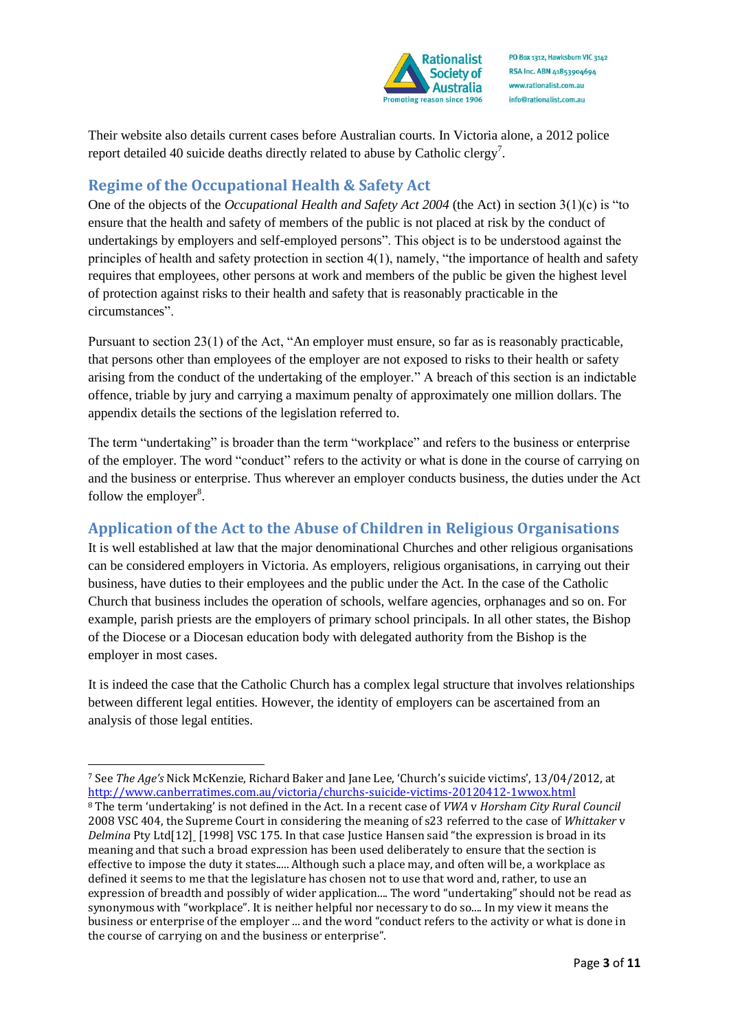Their website also details current cases before Australian courts. In Victoria alone, a 2012 police report detailed 40 suicide deaths directly related to abuse by Catholic clergy[7].

## Regime of the Occupational Health & Safety Act

One of the objects of the *Occupational Health and Safety Act 2004* (the Act) in section 3(1)(c) is "to ensure that the health and safety of members of the public is not placed at risk by the conduct of undertakings by employers and self-employed persons". This object is to be understood against the principles of health and safety protection in section 4(1), namely, "the importance of health and safety requires that employees, other persons at work and members of the public be given the highest level of protection against risks to their health and safety that is reasonably practicable in the circumstances".

Pursuant to section 23(1) of the Act, "An employer must ensure, so far as is reasonably practicable, that persons other than employees of the employer are not exposed to risks to their health or safety arising from the conduct of the undertaking of the employer." A breach of this section is an indictable offence, triable by jury and carrying a maximum penalty of approximately one million dollars. The appendix details the sections of the legislation referred to.

The term "undertaking" is broader than the term "workplace" and refers to the business or enterprise of the employer. The word "conduct" refers to the activity or what is done in the course of carrying on and the business or enterprise. Thus wherever an employer conducts business, the duties under the Act follow the employer[8].

## Application of the Act to the Abuse of Children in Religious Organisations

It is well established at law that the major denominational Churches and other religious organisations can be considered employers in Victoria. As employers, religious organisations, in carrying out their business, have duties to their employees and the public under the Act. In the case of the Catholic Church that business includes the operation of schools, welfare agencies, orphanages and so on. For example, parish priests are the employers of primary school principals. In all other states, the Bishop of the Diocese or a Diocesan education body with delegated authority from the Bishop is the employer in most cases.

It is indeed the case that the Catholic Church has a complex legal structure that involves relationships between different legal entities. However, the identity of employers can be ascertained from an analysis of those legal entities.

---

[7] See *The Age's* Nick McKenzie, Richard Baker and Jane Lee, 'Church's suicide victims', 13/04/2012, at http://www.canberratimes.com.au/victoria/churchs-suicide-victims-20120412-1wwox.html

[8] The term 'undertaking' is not defined in the Act. In a recent case of *VWA* v *Horsham City Rural Council* 2008 VSC 404, the Supreme Court in considering the meaning of s23 referred to the case of *Whittaker* v *Delmina* Pty Ltd[12] [1998] VSC 175. In that case Justice Hansen said "the expression is broad in its meaning and that such a broad expression has been used deliberately to ensure that the section is effective to impose the duty it states..... Although such a place may, and often will be, a workplace as defined it seems to me that the legislature has chosen not to use that word and, rather, to use an expression of breadth and possibly of wider application.... The word "undertaking" should not be read as synonymous with "workplace". It is neither helpful nor necessary to do so.... In my view it means the business or enterprise of the employer ... and the word "conduct refers to the activity or what is done in the course of carrying on and the business or enterprise".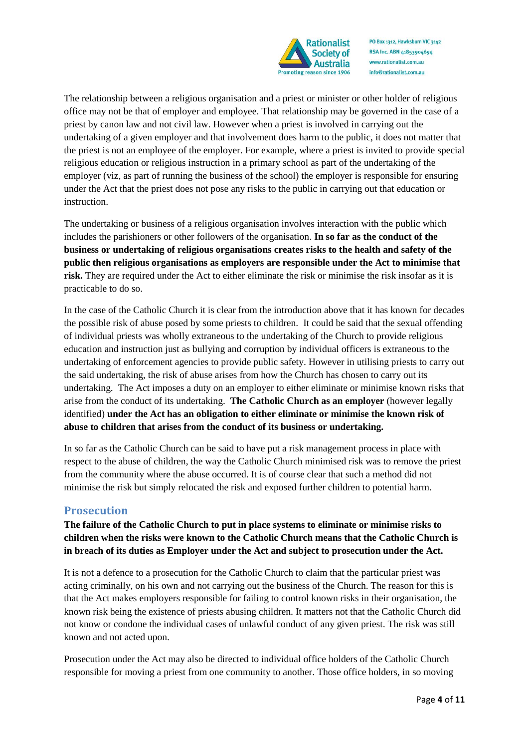The relationship between a religious organisation and a priest or minister or other holder of religious office may not be that of employer and employee. That relationship may be governed in the case of a priest by canon law and not civil law. However when a priest is involved in carrying out the undertaking of a given employer and that involvement does harm to the public, it does not matter that the priest is not an employee of the employer. For example, where a priest is invited to provide special religious education or religious instruction in a primary school as part of the undertaking of the employer (viz, as part of running the business of the school) the employer is responsible for ensuring under the Act that the priest does not pose any risks to the public in carrying out that education or instruction.

The undertaking or business of a religious organisation involves interaction with the public which includes the parishioners or other followers of the organisation. **In so far as the conduct of the business or undertaking of religious organisations creates risks to the health and safety of the public then religious organisations as employers are responsible under the Act to minimise that risk.** They are required under the Act to either eliminate the risk or minimise the risk insofar as it is practicable to do so.

In the case of the Catholic Church it is clear from the introduction above that it has known for decades the possible risk of abuse posed by some priests to children. It could be said that the sexual offending of individual priests was wholly extraneous to the undertaking of the Church to provide religious education and instruction just as bullying and corruption by individual officers is extraneous to the undertaking of enforcement agencies to provide public safety. However in utilising priests to carry out the said undertaking, the risk of abuse arises from how the Church has chosen to carry out its undertaking. The Act imposes a duty on an employer to either eliminate or minimise known risks that arise from the conduct of its undertaking. **The Catholic Church as an employer** (however legally identified) **under the Act has an obligation to either eliminate or minimise the known risk of abuse to children that arises from the conduct of its business or undertaking.**

In so far as the Catholic Church can be said to have put a risk management process in place with respect to the abuse of children, the way the Catholic Church minimised risk was to remove the priest from the community where the abuse occurred. It is of course clear that such a method did not minimise the risk but simply relocated the risk and exposed further children to potential harm.

## Prosecution

**The failure of the Catholic Church to put in place systems to eliminate or minimise risks to children when the risks were known to the Catholic Church means that the Catholic Church is in breach of its duties as Employer under the Act and subject to prosecution under the Act.**

It is not a defence to a prosecution for the Catholic Church to claim that the particular priest was acting criminally, on his own and not carrying out the business of the Church. The reason for this is that the Act makes employers responsible for failing to control known risks in their organisation, the known risk being the existence of priests abusing children. It matters not that the Catholic Church did not know or condone the individual cases of unlawful conduct of any given priest. The risk was still known and not acted upon.

Prosecution under the Act may also be directed to individual office holders of the Catholic Church responsible for moving a priest from one community to another. Those office holders, in so moving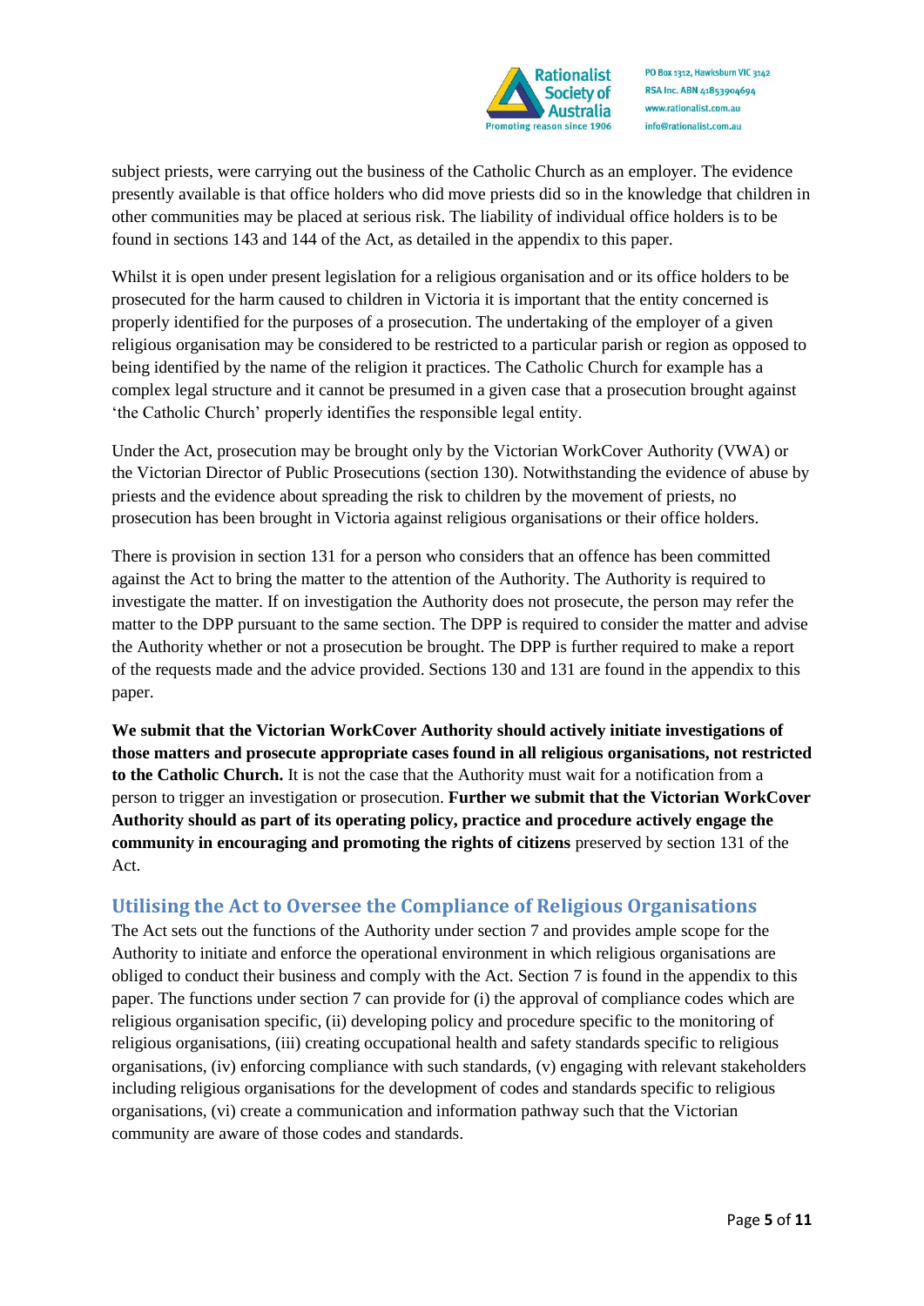subject priests, were carrying out the business of the Catholic Church as an employer. The evidence presently available is that office holders who did move priests did so in the knowledge that children in other communities may be placed at serious risk. The liability of individual office holders is to be found in sections 143 and 144 of the Act, as detailed in the appendix to this paper.

Whilst it is open under present legislation for a religious organisation and or its office holders to be prosecuted for the harm caused to children in Victoria it is important that the entity concerned is properly identified for the purposes of a prosecution. The undertaking of the employer of a given religious organisation may be considered to be restricted to a particular parish or region as opposed to being identified by the name of the religion it practices. The Catholic Church for example has a complex legal structure and it cannot be presumed in a given case that a prosecution brought against 'the Catholic Church' properly identifies the responsible legal entity.

Under the Act, prosecution may be brought only by the Victorian WorkCover Authority (VWA) or the Victorian Director of Public Prosecutions (section 130). Notwithstanding the evidence of abuse by priests and the evidence about spreading the risk to children by the movement of priests, no prosecution has been brought in Victoria against religious organisations or their office holders.

There is provision in section 131 for a person who considers that an offence has been committed against the Act to bring the matter to the attention of the Authority. The Authority is required to investigate the matter. If on investigation the Authority does not prosecute, the person may refer the matter to the DPP pursuant to the same section. The DPP is required to consider the matter and advise the Authority whether or not a prosecution be brought. The DPP is further required to make a report of the requests made and the advice provided. Sections 130 and 131 are found in the appendix to this paper.

**We submit that the Victorian WorkCover Authority should actively initiate investigations of those matters and prosecute appropriate cases found in all religious organisations, not restricted to the Catholic Church.** It is not the case that the Authority must wait for a notification from a person to trigger an investigation or prosecution. **Further we submit that the Victorian WorkCover Authority should as part of its operating policy, practice and procedure actively engage the community in encouraging and promoting the rights of citizens** preserved by section 131 of the Act.

## Utilising the Act to Oversee the Compliance of Religious Organisations

The Act sets out the functions of the Authority under section 7 and provides ample scope for the Authority to initiate and enforce the operational environment in which religious organisations are obliged to conduct their business and comply with the Act. Section 7 is found in the appendix to this paper. The functions under section 7 can provide for (i) the approval of compliance codes which are religious organisation specific, (ii) developing policy and procedure specific to the monitoring of religious organisations, (iii) creating occupational health and safety standards specific to religious organisations, (iv) enforcing compliance with such standards, (v) engaging with relevant stakeholders including religious organisations for the development of codes and standards specific to religious organisations, (vi) create a communication and information pathway such that the Victorian community are aware of those codes and standards.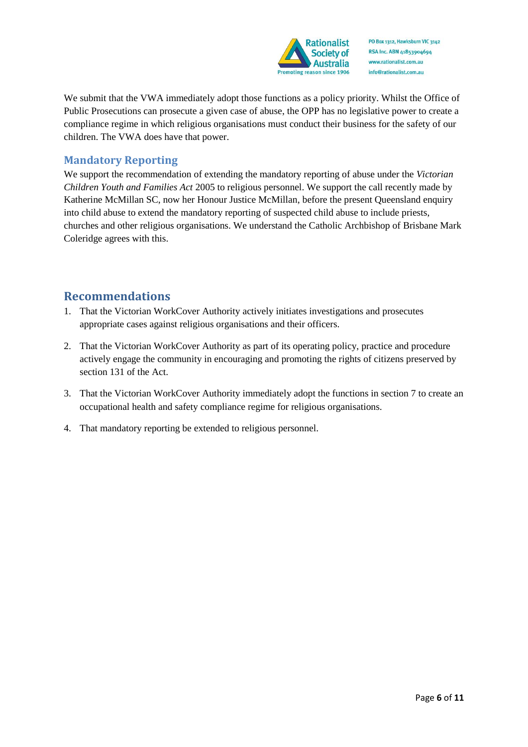We submit that the VWA immediately adopt those functions as a policy priority. Whilst the Office of Public Prosecutions can prosecute a given case of abuse, the OPP has no legislative power to create a compliance regime in which religious organisations must conduct their business for the safety of our children. The VWA does have that power.

## Mandatory Reporting

We support the recommendation of extending the mandatory reporting of abuse under the *Victorian Children Youth and Families Act* 2005 to religious personnel. We support the call recently made by Katherine McMillan SC, now her Honour Justice McMillan, before the present Queensland enquiry into child abuse to extend the mandatory reporting of suspected child abuse to include priests, churches and other religious organisations. We understand the Catholic Archbishop of Brisbane Mark Coleridge agrees with this.

# Recommendations

1. That the Victorian WorkCover Authority actively initiates investigations and prosecutes appropriate cases against religious organisations and their officers.

2. That the Victorian WorkCover Authority as part of its operating policy, practice and procedure actively engage the community in encouraging and promoting the rights of citizens preserved by section 131 of the Act.

3. That the Victorian WorkCover Authority immediately adopt the functions in section 7 to create an occupational health and safety compliance regime for religious organisations.

4. That mandatory reporting be extended to religious personnel.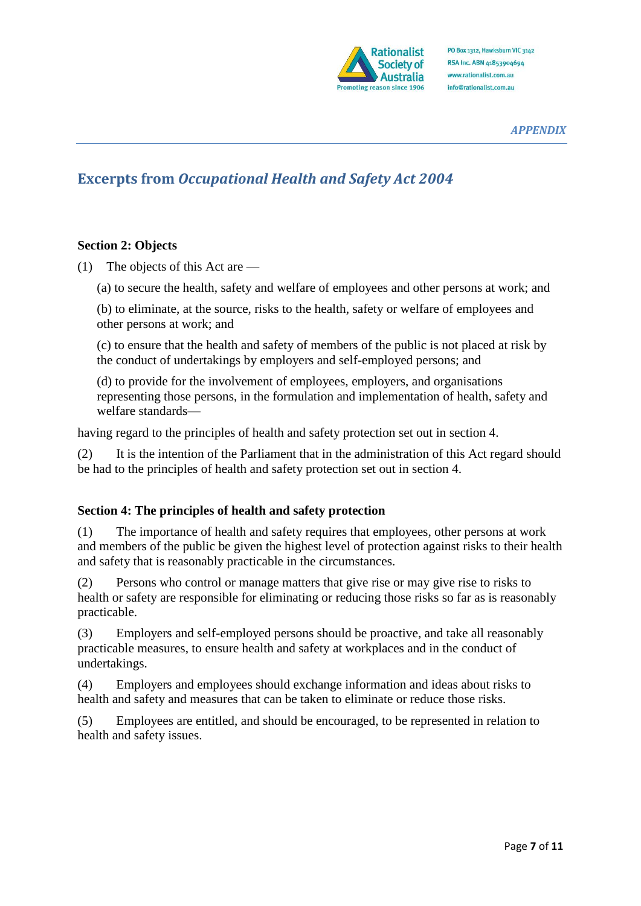*APPENDIX*

## Excerpts from *Occupational Health and Safety Act 2004*

**Section 2: Objects**

(1) The objects of this Act are —

(a) to secure the health, safety and welfare of employees and other persons at work; and

(b) to eliminate, at the source, risks to the health, safety or welfare of employees and other persons at work; and

(c) to ensure that the health and safety of members of the public is not placed at risk by the conduct of undertakings by employers and self-employed persons; and

(d) to provide for the involvement of employees, employers, and organisations representing those persons, in the formulation and implementation of health, safety and welfare standards—

having regard to the principles of health and safety protection set out in section 4.

(2) It is the intention of the Parliament that in the administration of this Act regard should be had to the principles of health and safety protection set out in section 4.

**Section 4: The principles of health and safety protection**

(1) The importance of health and safety requires that employees, other persons at work and members of the public be given the highest level of protection against risks to their health and safety that is reasonably practicable in the circumstances.

(2) Persons who control or manage matters that give rise or may give rise to risks to health or safety are responsible for eliminating or reducing those risks so far as is reasonably practicable.

(3) Employers and self-employed persons should be proactive, and take all reasonably practicable measures, to ensure health and safety at workplaces and in the conduct of undertakings.

(4) Employers and employees should exchange information and ideas about risks to health and safety and measures that can be taken to eliminate or reduce those risks.

(5) Employees are entitled, and should be encouraged, to be represented in relation to health and safety issues.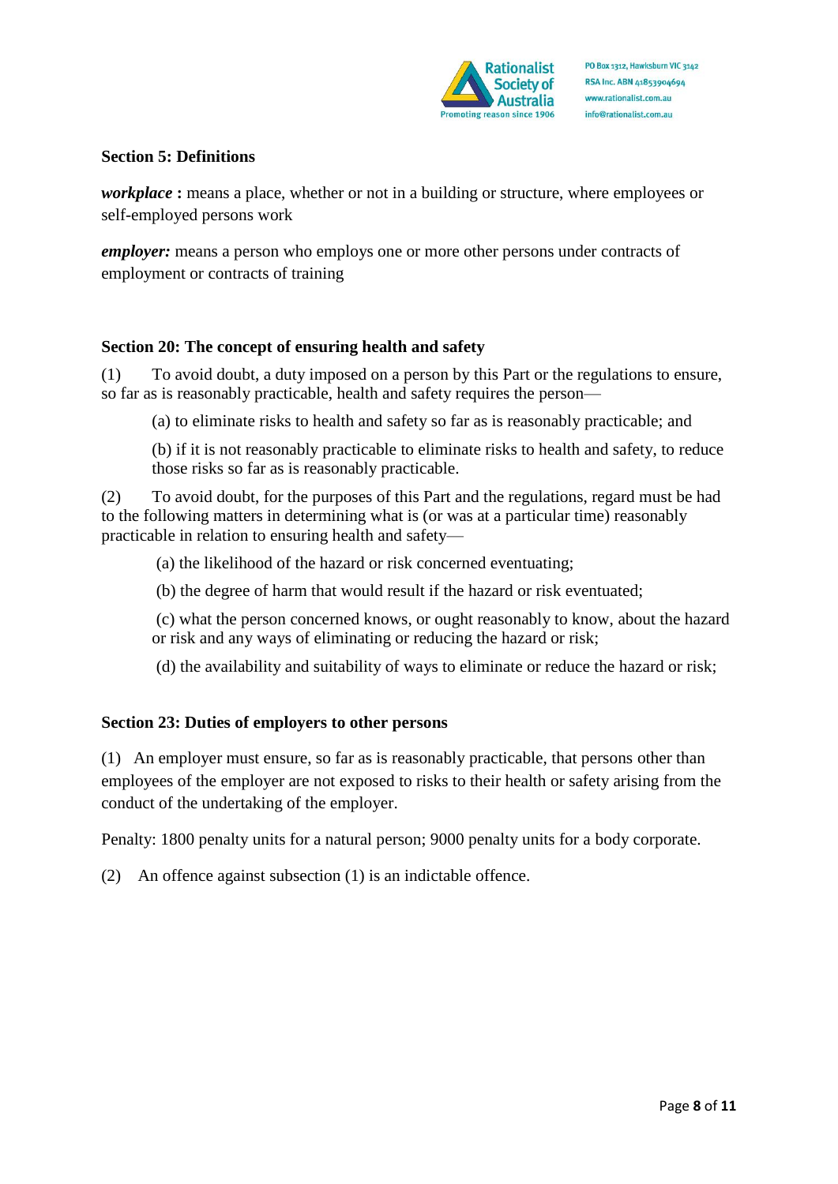**Section 5: Definitions**

***workplace*** **:** means a place, whether or not in a building or structure, where employees or self-employed persons work

***employer:*** means a person who employs one or more other persons under contracts of employment or contracts of training

**Section 20: The concept of ensuring health and safety**

(1) To avoid doubt, a duty imposed on a person by this Part or the regulations to ensure, so far as is reasonably practicable, health and safety requires the person—

(a) to eliminate risks to health and safety so far as is reasonably practicable; and

(b) if it is not reasonably practicable to eliminate risks to health and safety, to reduce those risks so far as is reasonably practicable.

(2) To avoid doubt, for the purposes of this Part and the regulations, regard must be had to the following matters in determining what is (or was at a particular time) reasonably practicable in relation to ensuring health and safety—

(a) the likelihood of the hazard or risk concerned eventuating;

(b) the degree of harm that would result if the hazard or risk eventuated;

(c) what the person concerned knows, or ought reasonably to know, about the hazard or risk and any ways of eliminating or reducing the hazard or risk;

(d) the availability and suitability of ways to eliminate or reduce the hazard or risk;

**Section 23: Duties of employers to other persons**

(1) An employer must ensure, so far as is reasonably practicable, that persons other than employees of the employer are not exposed to risks to their health or safety arising from the conduct of the undertaking of the employer.

Penalty: 1800 penalty units for a natural person; 9000 penalty units for a body corporate.

(2) An offence against subsection (1) is an indictable offence.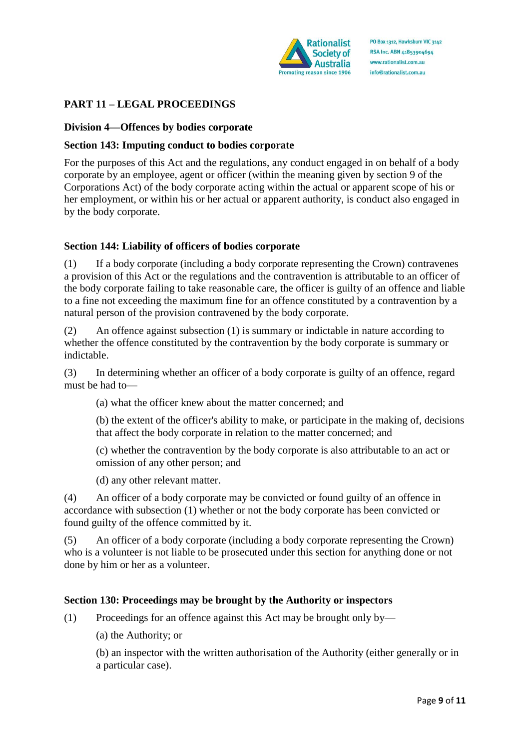## PART 11 – LEGAL PROCEEDINGS

### Division 4—Offences by bodies corporate

### Section 143: Imputing conduct to bodies corporate

For the purposes of this Act and the regulations, any conduct engaged in on behalf of a body corporate by an employee, agent or officer (within the meaning given by section 9 of the Corporations Act) of the body corporate acting within the actual or apparent scope of his or her employment, or within his or her actual or apparent authority, is conduct also engaged in by the body corporate.

### Section 144: Liability of officers of bodies corporate

(1) If a body corporate (including a body corporate representing the Crown) contravenes a provision of this Act or the regulations and the contravention is attributable to an officer of the body corporate failing to take reasonable care, the officer is guilty of an offence and liable to a fine not exceeding the maximum fine for an offence constituted by a contravention by a natural person of the provision contravened by the body corporate.

(2) An offence against subsection (1) is summary or indictable in nature according to whether the offence constituted by the contravention by the body corporate is summary or indictable.

(3) In determining whether an officer of a body corporate is guilty of an offence, regard must be had to—

(a) what the officer knew about the matter concerned; and

(b) the extent of the officer's ability to make, or participate in the making of, decisions that affect the body corporate in relation to the matter concerned; and

(c) whether the contravention by the body corporate is also attributable to an act or omission of any other person; and

(d) any other relevant matter.

(4) An officer of a body corporate may be convicted or found guilty of an offence in accordance with subsection (1) whether or not the body corporate has been convicted or found guilty of the offence committed by it.

(5) An officer of a body corporate (including a body corporate representing the Crown) who is a volunteer is not liable to be prosecuted under this section for anything done or not done by him or her as a volunteer.

### Section 130: Proceedings may be brought by the Authority or inspectors

(1) Proceedings for an offence against this Act may be brought only by—

(a) the Authority; or

(b) an inspector with the written authorisation of the Authority (either generally or in a particular case).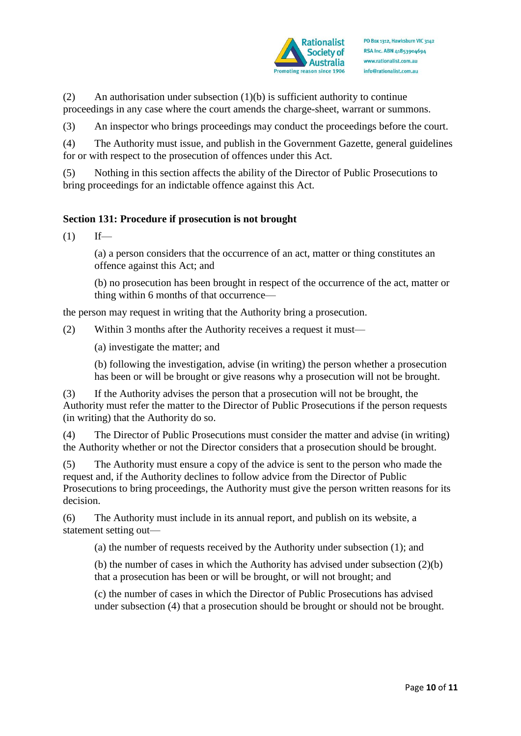(2) An authorisation under subsection (1)(b) is sufficient authority to continue proceedings in any case where the court amends the charge-sheet, warrant or summons.

(3) An inspector who brings proceedings may conduct the proceedings before the court.

(4) The Authority must issue, and publish in the Government Gazette, general guidelines for or with respect to the prosecution of offences under this Act.

(5) Nothing in this section affects the ability of the Director of Public Prosecutions to bring proceedings for an indictable offence against this Act.

**Section 131: Procedure if prosecution is not brought**

(1) If—

(a) a person considers that the occurrence of an act, matter or thing constitutes an offence against this Act; and

(b) no prosecution has been brought in respect of the occurrence of the act, matter or thing within 6 months of that occurrence—

the person may request in writing that the Authority bring a prosecution.

(2) Within 3 months after the Authority receives a request it must—

(a) investigate the matter; and

(b) following the investigation, advise (in writing) the person whether a prosecution has been or will be brought or give reasons why a prosecution will not be brought.

(3) If the Authority advises the person that a prosecution will not be brought, the Authority must refer the matter to the Director of Public Prosecutions if the person requests (in writing) that the Authority do so.

(4) The Director of Public Prosecutions must consider the matter and advise (in writing) the Authority whether or not the Director considers that a prosecution should be brought.

(5) The Authority must ensure a copy of the advice is sent to the person who made the request and, if the Authority declines to follow advice from the Director of Public Prosecutions to bring proceedings, the Authority must give the person written reasons for its decision.

(6) The Authority must include in its annual report, and publish on its website, a statement setting out—

(a) the number of requests received by the Authority under subsection (1); and

(b) the number of cases in which the Authority has advised under subsection (2)(b) that a prosecution has been or will be brought, or will not brought; and

(c) the number of cases in which the Director of Public Prosecutions has advised under subsection (4) that a prosecution should be brought or should not be brought.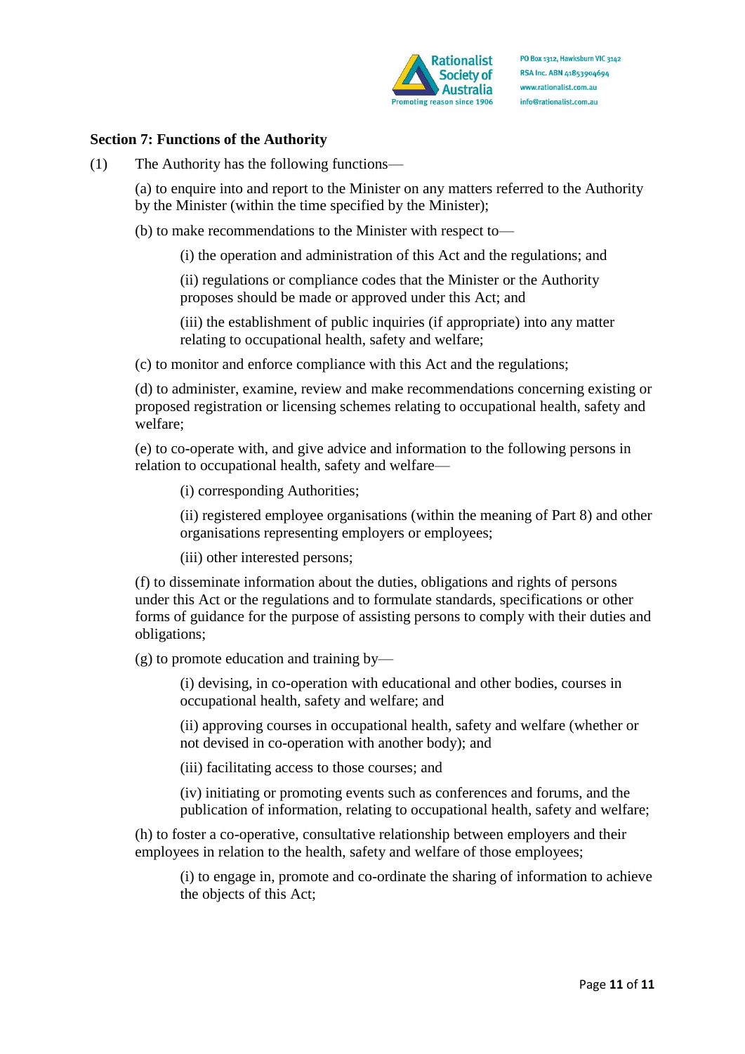**Section 7: Functions of the Authority**

(1) The Authority has the following functions—

(a) to enquire into and report to the Minister on any matters referred to the Authority by the Minister (within the time specified by the Minister);

(b) to make recommendations to the Minister with respect to—

(i) the operation and administration of this Act and the regulations; and

(ii) regulations or compliance codes that the Minister or the Authority proposes should be made or approved under this Act; and

(iii) the establishment of public inquiries (if appropriate) into any matter relating to occupational health, safety and welfare;

(c) to monitor and enforce compliance with this Act and the regulations;

(d) to administer, examine, review and make recommendations concerning existing or proposed registration or licensing schemes relating to occupational health, safety and welfare;

(e) to co-operate with, and give advice and information to the following persons in relation to occupational health, safety and welfare—

(i) corresponding Authorities;

(ii) registered employee organisations (within the meaning of Part 8) and other organisations representing employers or employees;

(iii) other interested persons;

(f) to disseminate information about the duties, obligations and rights of persons under this Act or the regulations and to formulate standards, specifications or other forms of guidance for the purpose of assisting persons to comply with their duties and obligations;

(g) to promote education and training by—

(i) devising, in co-operation with educational and other bodies, courses in occupational health, safety and welfare; and

(ii) approving courses in occupational health, safety and welfare (whether or not devised in co-operation with another body); and

(iii) facilitating access to those courses; and

(iv) initiating or promoting events such as conferences and forums, and the publication of information, relating to occupational health, safety and welfare;

(h) to foster a co-operative, consultative relationship between employers and their employees in relation to the health, safety and welfare of those employees;

(i) to engage in, promote and co-ordinate the sharing of information to achieve the objects of this Act;